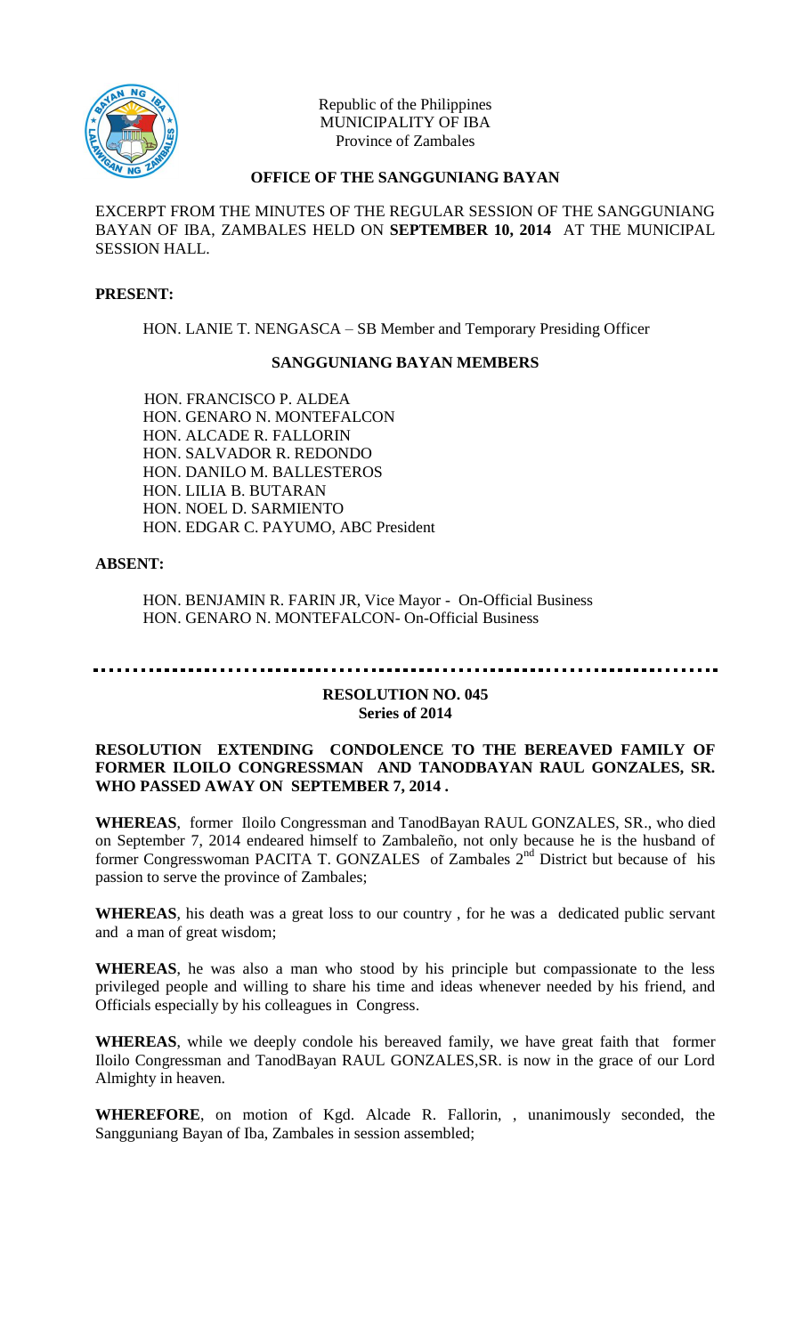Republic of the Philippines
MUNICIPALITY OF IBA
Province of Zambales

**OFFICE OF THE SANGGUNIANG BAYAN**

EXCERPT FROM THE MINUTES OF THE REGULAR SESSION OF THE SANGGUNIANG BAYAN OF IBA, ZAMBALES HELD ON **SEPTEMBER 10, 2014** AT THE MUNICIPAL SESSION HALL.

**PRESENT:**

HON. LANIE T. NENGASCA – SB Member and Temporary Presiding Officer

**SANGGUNIANG BAYAN MEMBERS**

HON. FRANCISCO P. ALDEA
HON. GENARO N. MONTEFALCON
HON. ALCADE R. FALLORIN
HON. SALVADOR R. REDONDO
HON. DANILO M. BALLESTEROS
HON. LILIA B. BUTARAN
HON. NOEL D. SARMIENTO
HON. EDGAR C. PAYUMO, ABC President

**ABSENT:**

HON. BENJAMIN R. FARIN JR, Vice Mayor - On-Official Business
HON. GENARO N. MONTEFALCON- On-Official Business

---

**RESOLUTION NO. 045**
**Series of 2014**

**RESOLUTION EXTENDING CONDOLENCE TO THE BEREAVED FAMILY OF FORMER ILOILO CONGRESSMAN AND TANODBAYAN RAUL GONZALES, SR. WHO PASSED AWAY ON SEPTEMBER 7, 2014 .**

**WHEREAS**, former Iloilo Congressman and TanodBayan RAUL GONZALES, SR., who died on September 7, 2014 endeared himself to Zambaleño, not only because he is the husband of former Congresswoman PACITA T. GONZALES of Zambales 2nd District but because of his passion to serve the province of Zambales;

**WHEREAS**, his death was a great loss to our country , for he was a dedicated public servant and a man of great wisdom;

**WHEREAS**, he was also a man who stood by his principle but compassionate to the less privileged people and willing to share his time and ideas whenever needed by his friend, and Officials especially by his colleagues in Congress.

**WHEREAS**, while we deeply condole his bereaved family, we have great faith that former Iloilo Congressman and TanodBayan RAUL GONZALES,SR. is now in the grace of our Lord Almighty in heaven.

**WHEREFORE**, on motion of Kgd. Alcade R. Fallorin, , unanimously seconded, the Sangguniang Bayan of Iba, Zambales in session assembled;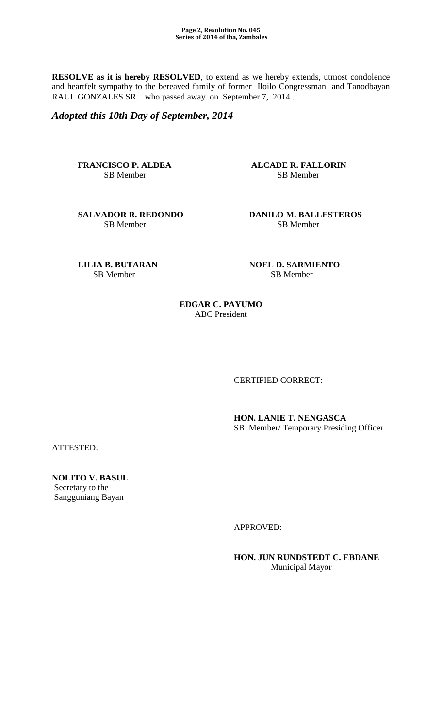**RESOLVE as it is hereby RESOLVED**, to extend as we hereby extends, utmost condolence and heartfelt sympathy to the bereaved family of former Iloilo Congressman and Tanodbayan RAUL GONZALES SR. who passed away on September 7, 2014 .

***Adopted this 10th Day of September, 2014***

**FRANCISCO P. ALDEA**
SB Member

**ALCADE R. FALLORIN**
SB Member

**SALVADOR R. REDONDO**
SB Member

**DANILO M. BALLESTEROS**
SB Member

**LILIA B. BUTARAN**
SB Member

**NOEL D. SARMIENTO**
SB Member

**EDGAR C. PAYUMO**
ABC President

CERTIFIED CORRECT:

**HON. LANIE T. NENGASCA**
SB Member/ Temporary Presiding Officer

ATTESTED:

**NOLITO V. BASUL**
Secretary to the
Sangguniang Bayan

APPROVED:

**HON. JUN RUNDSTEDT C. EBDANE**
Municipal Mayor